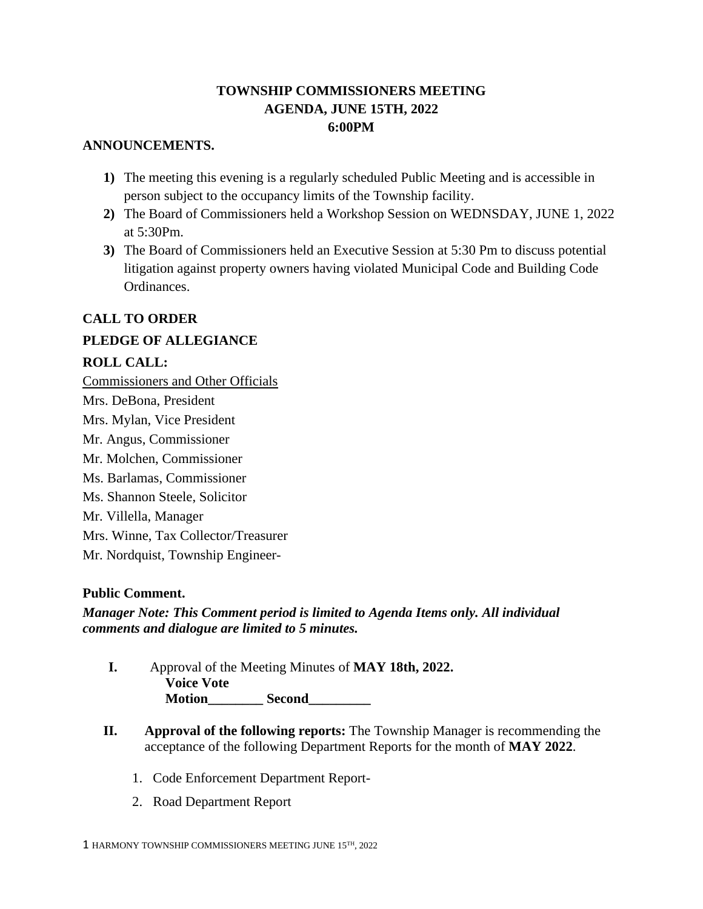# TOWNSHIP COMMISSIONERS MEETING
## AGENDA, JUNE 15TH, 2022
## 6:00PM

**ANNOUNCEMENTS.**

1) The meeting this evening is a regularly scheduled Public Meeting and is accessible in person subject to the occupancy limits of the Township facility.
2) The Board of Commissioners held a Workshop Session on WEDNSDAY, JUNE 1, 2022 at 5:30Pm.
3) The Board of Commissioners held an Executive Session at 5:30 Pm to discuss potential litigation against property owners having violated Municipal Code and Building Code Ordinances.

**CALL TO ORDER**

**PLEDGE OF ALLEGIANCE**

**ROLL CALL:**

Commissioners and Other Officials

Mrs. DeBona, President
Mrs. Mylan, Vice President
Mr. Angus, Commissioner
Mr. Molchen, Commissioner
Ms. Barlamas, Commissioner
Ms. Shannon Steele, Solicitor
Mr. Villella, Manager
Mrs. Winne, Tax Collector/Treasurer
Mr. Nordquist, Township Engineer-

**Public Comment.**

***Manager Note: This Comment period is limited to Agenda Items only. All individual comments and dialogue are limited to 5 minutes.***

**I.** Approval of the Meeting Minutes of **MAY 18th, 2022.**
**Voice Vote**
**Motion________ Second_________**

**II.** **Approval of the following reports:** The Township Manager is recommending the acceptance of the following Department Reports for the month of **MAY 2022**.

1. Code Enforcement Department Report-
2. Road Department Report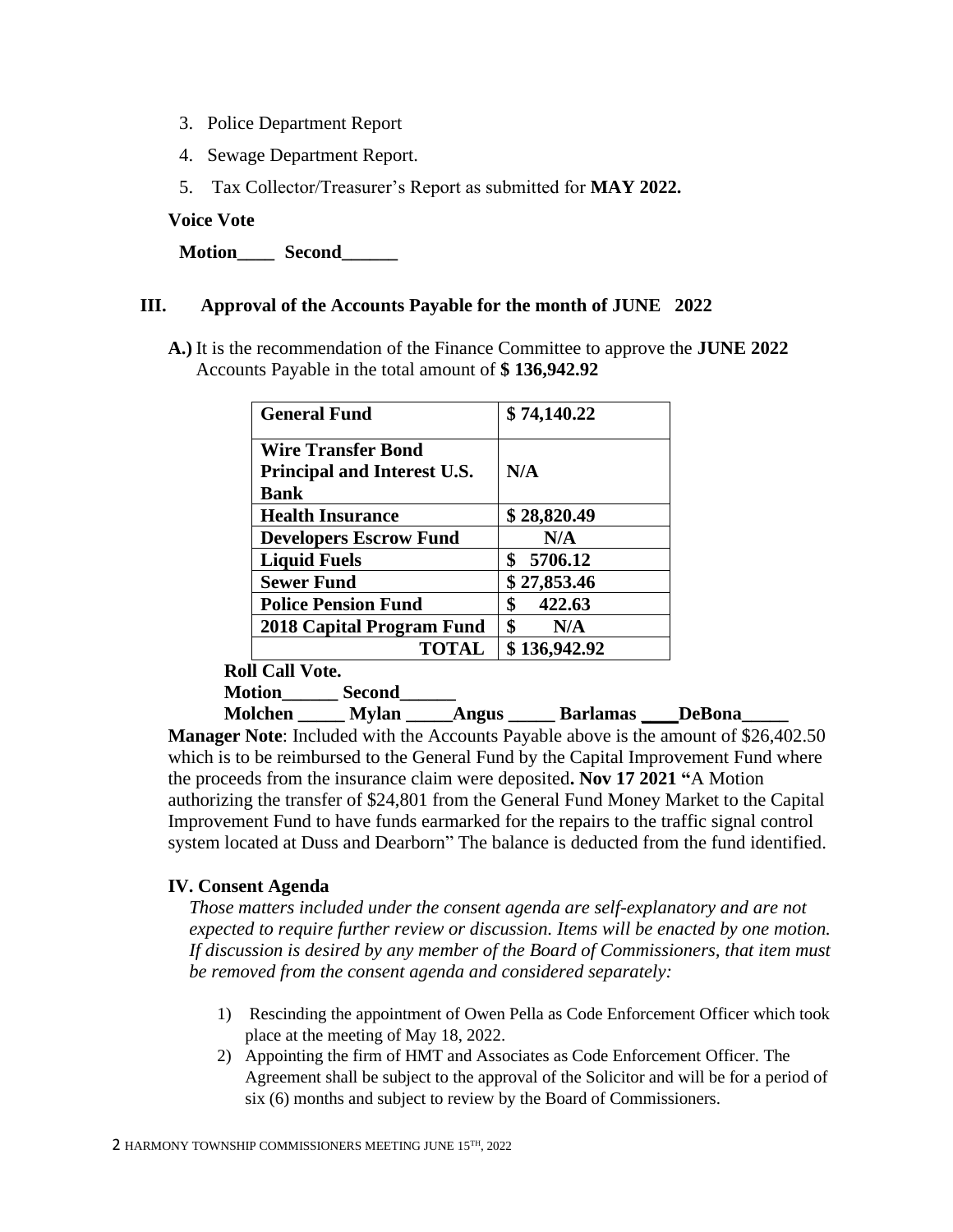3. Police Department Report
4. Sewage Department Report.
5. Tax Collector/Treasurer's Report as submitted for **MAY 2022.**

**Voice Vote**

**Motion____ Second______**

## III. Approval of the Accounts Payable for the month of JUNE 2022

**A.)** It is the recommendation of the Finance Committee to approve the **JUNE 2022** Accounts Payable in the total amount of **$ 136,942.92**

| **General Fund** | **$ 74,140.22** |
|---|---|
| **Wire Transfer Bond Principal and Interest U.S. Bank** | **N/A** |
| **Health Insurance** | **$ 28,820.49** |
| **Developers Escrow Fund** | **N/A** |
| **Liquid Fuels** | **$ 5706.12** |
| **Sewer Fund** | **$ 27,853.46** |
| **Police Pension Fund** | **$ 422.63** |
| **2018 Capital Program Fund** | **$ N/A** |
| **TOTAL** | **$ 136,942.92** |

**Roll Call Vote.**

**Motion______ Second______**

**Molchen _____ Mylan _____Angus _____ Barlamas ____DeBona_____**

**Manager Note**: Included with the Accounts Payable above is the amount of $26,402.50 which is to be reimbursed to the General Fund by the Capital Improvement Fund where the proceeds from the insurance claim were deposited**. Nov 17 2021 "**A Motion authorizing the transfer of $24,801 from the General Fund Money Market to the Capital Improvement Fund to have funds earmarked for the repairs to the traffic signal control system located at Duss and Dearborn" The balance is deducted from the fund identified.

## IV. Consent Agenda

*Those matters included under the consent agenda are self-explanatory and are not expected to require further review or discussion. Items will be enacted by one motion. If discussion is desired by any member of the Board of Commissioners, that item must be removed from the consent agenda and considered separately:*

1) Rescinding the appointment of Owen Pella as Code Enforcement Officer which took place at the meeting of May 18, 2022.
2) Appointing the firm of HMT and Associates as Code Enforcement Officer. The Agreement shall be subject to the approval of the Solicitor and will be for a period of six (6) months and subject to review by the Board of Commissioners.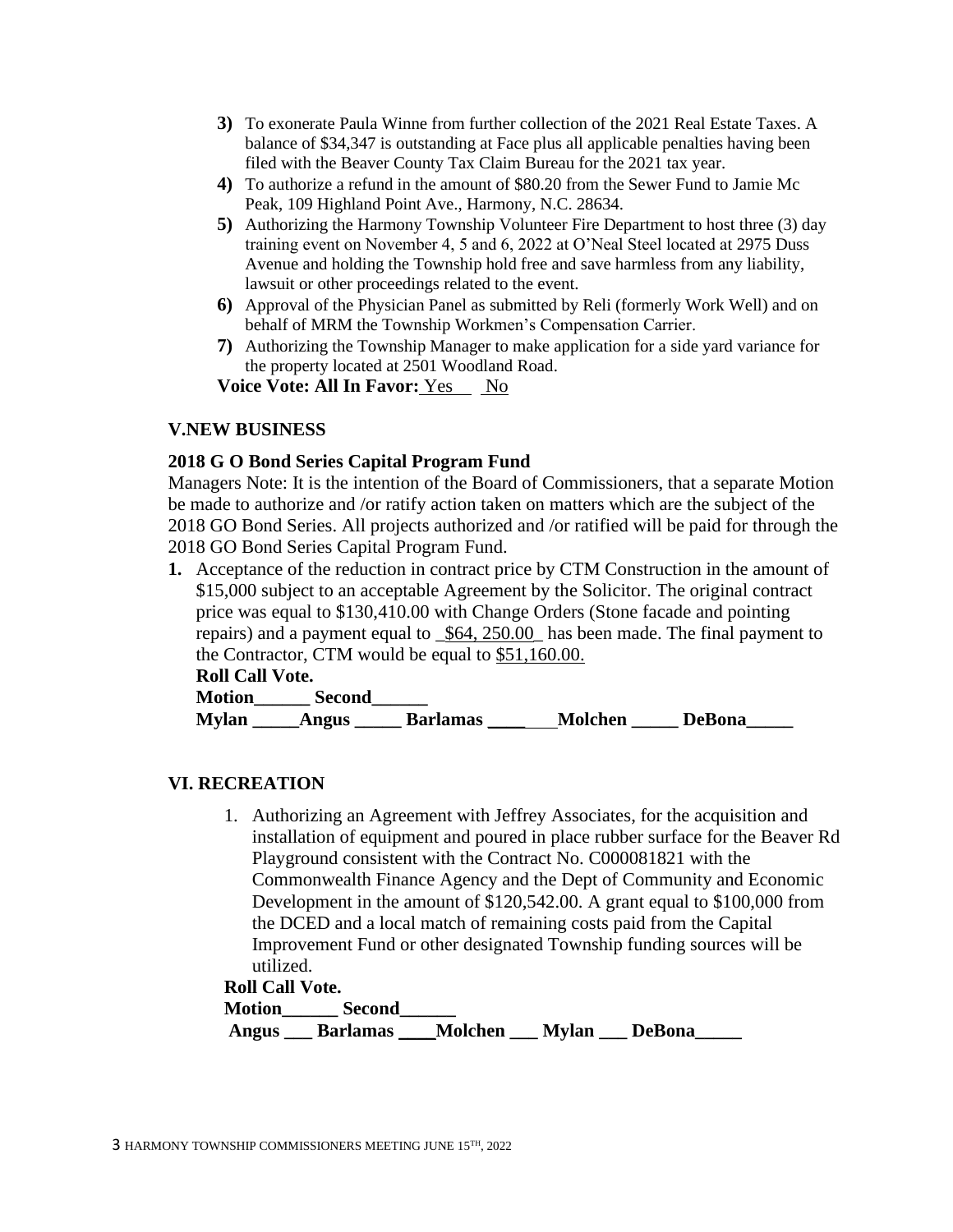3) To exonerate Paula Winne from further collection of the 2021 Real Estate Taxes. A balance of $34,347 is outstanding at Face plus all applicable penalties having been filed with the Beaver County Tax Claim Bureau for the 2021 tax year.
4) To authorize a refund in the amount of $80.20 from the Sewer Fund to Jamie Mc Peak, 109 Highland Point Ave., Harmony, N.C. 28634.
5) Authorizing the Harmony Township Volunteer Fire Department to host three (3) day training event on November 4, 5 and 6, 2022 at O'Neal Steel located at 2975 Duss Avenue and holding the Township hold free and save harmless from any liability, lawsuit or other proceedings related to the event.
6) Approval of the Physician Panel as submitted by Reli (formerly Work Well) and on behalf of MRM the Township Workmen's Compensation Carrier.
7) Authorizing the Township Manager to make application for a side yard variance for the property located at 2501 Woodland Road.

**Voice Vote: All In Favor:** Yes No

## V.NEW BUSINESS

### 2018 G O Bond Series Capital Program Fund

Managers Note: It is the intention of the Board of Commissioners, that a separate Motion be made to authorize and /or ratify action taken on matters which are the subject of the 2018 GO Bond Series. All projects authorized and /or ratified will be paid for through the 2018 GO Bond Series Capital Program Fund.

1. Acceptance of the reduction in contract price by CTM Construction in the amount of $15,000 subject to an acceptable Agreement by the Solicitor. The original contract price was equal to $130,410.00 with Change Orders (Stone facade and pointing repairs) and a payment equal to _$64, 250.00_ has been made. The final payment to the Contractor, CTM would be equal to $51,160.00.

**Roll Call Vote.**

**Motion______ Second______**

**Mylan _____Angus _____ Barlamas ____ Molchen _____ DeBona_____**

## VI. RECREATION

1. Authorizing an Agreement with Jeffrey Associates, for the acquisition and installation of equipment and poured in place rubber surface for the Beaver Rd Playground consistent with the Contract No. C000081821 with the Commonwealth Finance Agency and the Dept of Community and Economic Development in the amount of $120,542.00. A grant equal to $100,000 from the DCED and a local match of remaining costs paid from the Capital Improvement Fund or other designated Township funding sources will be utilized.

**Roll Call Vote.**

**Motion______ Second______**

**Angus ___ Barlamas ____Molchen ___ Mylan ___ DeBona_____**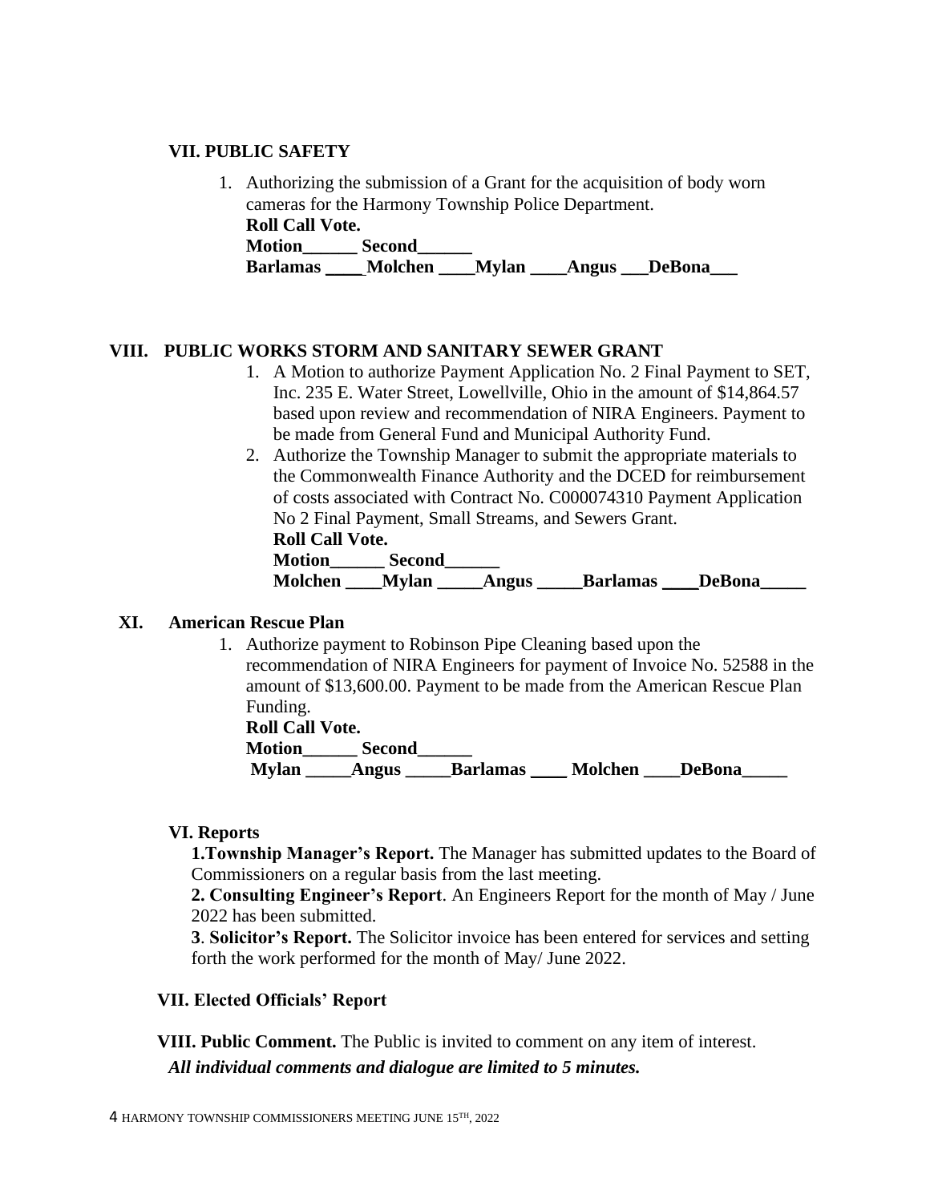## VII. PUBLIC SAFETY

1. Authorizing the submission of a Grant for the acquisition of body worn cameras for the Harmony Township Police Department.
   **Roll Call Vote.**
   **Motion______ Second______**
   **Barlamas ____Molchen ____Mylan ____Angus ___DeBona___**

## VIII. PUBLIC WORKS STORM AND SANITARY SEWER GRANT

1. A Motion to authorize Payment Application No. 2 Final Payment to SET, Inc. 235 E. Water Street, Lowellville, Ohio in the amount of $14,864.57 based upon review and recommendation of NIRA Engineers. Payment to be made from General Fund and Municipal Authority Fund.
2. Authorize the Township Manager to submit the appropriate materials to the Commonwealth Finance Authority and the DCED for reimbursement of costs associated with Contract No. C000074310 Payment Application No 2 Final Payment, Small Streams, and Sewers Grant.
   **Roll Call Vote.**
   **Motion______ Second______**
   **Molchen ____Mylan _____Angus _____Barlamas ____DeBona_____**

## XI. American Rescue Plan

1. Authorize payment to Robinson Pipe Cleaning based upon the recommendation of NIRA Engineers for payment of Invoice No. 52588 in the amount of $13,600.00. Payment to be made from the American Rescue Plan Funding.
   **Roll Call Vote.**
   **Motion______ Second______**
   **Mylan _____Angus _____Barlamas ____ Molchen ____DeBona_____**

## VI. Reports

**1.Township Manager's Report.** The Manager has submitted updates to the Board of Commissioners on a regular basis from the last meeting.

**2. Consulting Engineer's Report**. An Engineers Report for the month of May / June 2022 has been submitted.

**3**. **Solicitor's Report.** The Solicitor invoice has been entered for services and setting forth the work performed for the month of May/ June 2022.

## VII. Elected Officials' Report

**VIII. Public Comment.** The Public is invited to comment on any item of interest.

***All individual comments and dialogue are limited to 5 minutes.***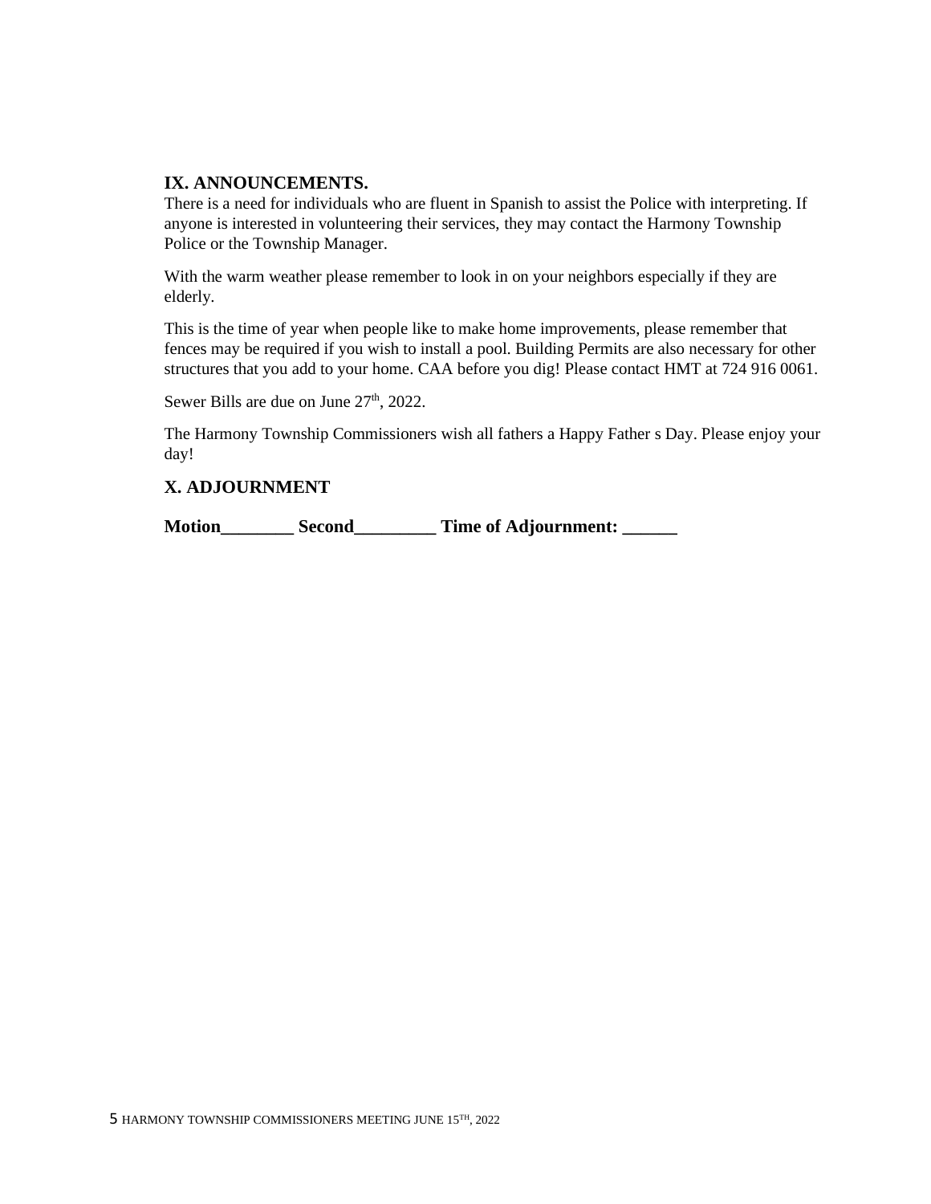## IX. ANNOUNCEMENTS.

There is a need for individuals who are fluent in Spanish to assist the Police with interpreting. If anyone is interested in volunteering their services, they may contact the Harmony Township Police or the Township Manager.

With the warm weather please remember to look in on your neighbors especially if they are elderly.

This is the time of year when people like to make home improvements, please remember that fences may be required if you wish to install a pool. Building Permits are also necessary for other structures that you add to your home. CAA before you dig! Please contact HMT at 724 916 0061.

Sewer Bills are due on June 27th, 2022.

The Harmony Township Commissioners wish all fathers a Happy Father s Day. Please enjoy your day!

## X. ADJOURNMENT

**Motion________ Second_________ Time of Adjournment: ______**